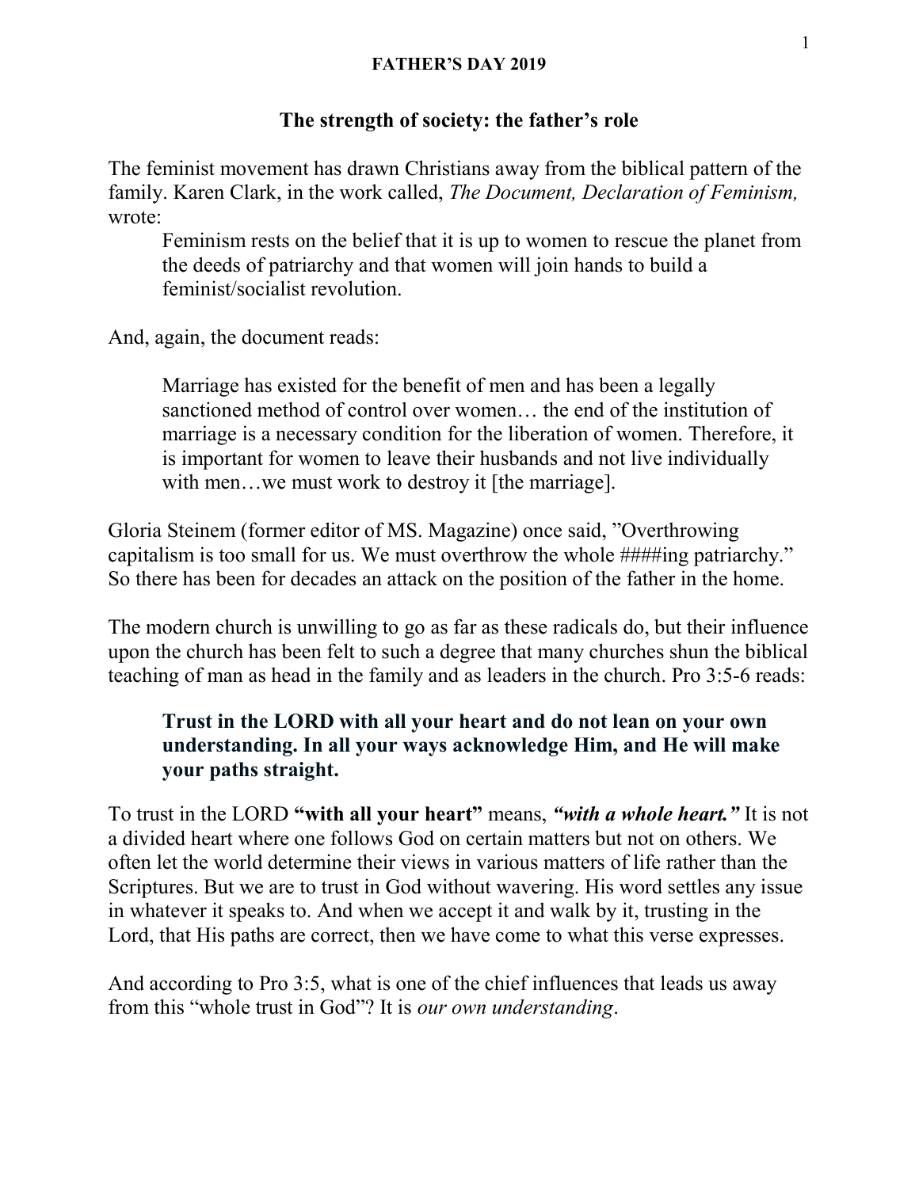**FATHER'S DAY 2019**

# The strength of society: the father's role

The feminist movement has drawn Christians away from the biblical pattern of the family. Karen Clark, in the work called, *The Document, Declaration of Feminism,* wrote:

> Feminism rests on the belief that it is up to women to rescue the planet from the deeds of patriarchy and that women will join hands to build a feminist/socialist revolution.

And, again, the document reads:

> Marriage has existed for the benefit of men and has been a legally sanctioned method of control over women… the end of the institution of marriage is a necessary condition for the liberation of women. Therefore, it is important for women to leave their husbands and not live individually with men…we must work to destroy it [the marriage].

Gloria Steinem (former editor of MS. Magazine) once said, "Overthrowing capitalism is too small for us. We must overthrow the whole ####ing patriarchy." So there has been for decades an attack on the position of the father in the home.

The modern church is unwilling to go as far as these radicals do, but their influence upon the church has been felt to such a degree that many churches shun the biblical teaching of man as head in the family and as leaders in the church. Pro 3:5-6 reads:

> **Trust in the LORD with all your heart and do not lean on your own understanding. In all your ways acknowledge Him, and He will make your paths straight.**

To trust in the LORD **"with all your heart"** means, ***"with a whole heart."*** It is not a divided heart where one follows God on certain matters but not on others. We often let the world determine their views in various matters of life rather than the Scriptures. But we are to trust in God without wavering. His word settles any issue in whatever it speaks to. And when we accept it and walk by it, trusting in the Lord, that His paths are correct, then we have come to what this verse expresses.

And according to Pro 3:5, what is one of the chief influences that leads us away from this "whole trust in God"? It is *our own understanding*.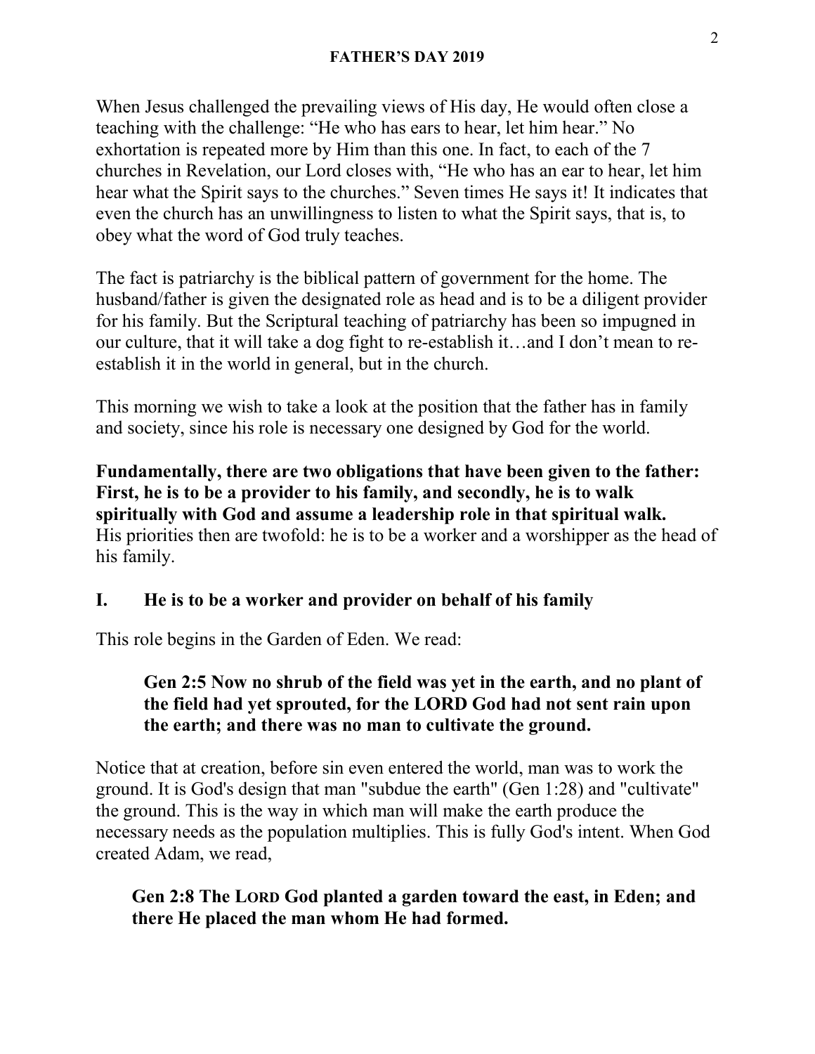When Jesus challenged the prevailing views of His day, He would often close a teaching with the challenge: "He who has ears to hear, let him hear." No exhortation is repeated more by Him than this one. In fact, to each of the 7 churches in Revelation, our Lord closes with, "He who has an ear to hear, let him hear what the Spirit says to the churches." Seven times He says it! It indicates that even the church has an unwillingness to listen to what the Spirit says, that is, to obey what the word of God truly teaches.

The fact is patriarchy is the biblical pattern of government for the home. The husband/father is given the designated role as head and is to be a diligent provider for his family. But the Scriptural teaching of patriarchy has been so impugned in our culture, that it will take a dog fight to re-establish it…and I don't mean to re-establish it in the world in general, but in the church.

This morning we wish to take a look at the position that the father has in family and society, since his role is necessary one designed by God for the world.

**Fundamentally, there are two obligations that have been given to the father: First, he is to be a provider to his family, and secondly, he is to walk spiritually with God and assume a leadership role in that spiritual walk.** His priorities then are twofold: he is to be a worker and a worshipper as the head of his family.

## I. He is to be a worker and provider on behalf of his family

This role begins in the Garden of Eden. We read:

> **Gen 2:5 Now no shrub of the field was yet in the earth, and no plant of the field had yet sprouted, for the LORD God had not sent rain upon the earth; and there was no man to cultivate the ground.**

Notice that at creation, before sin even entered the world, man was to work the ground. It is God's design that man "subdue the earth" (Gen 1:28) and "cultivate" the ground. This is the way in which man will make the earth produce the necessary needs as the population multiplies. This is fully God's intent. When God created Adam, we read,

> **Gen 2:8 The LORD God planted a garden toward the east, in Eden; and there He placed the man whom He had formed.**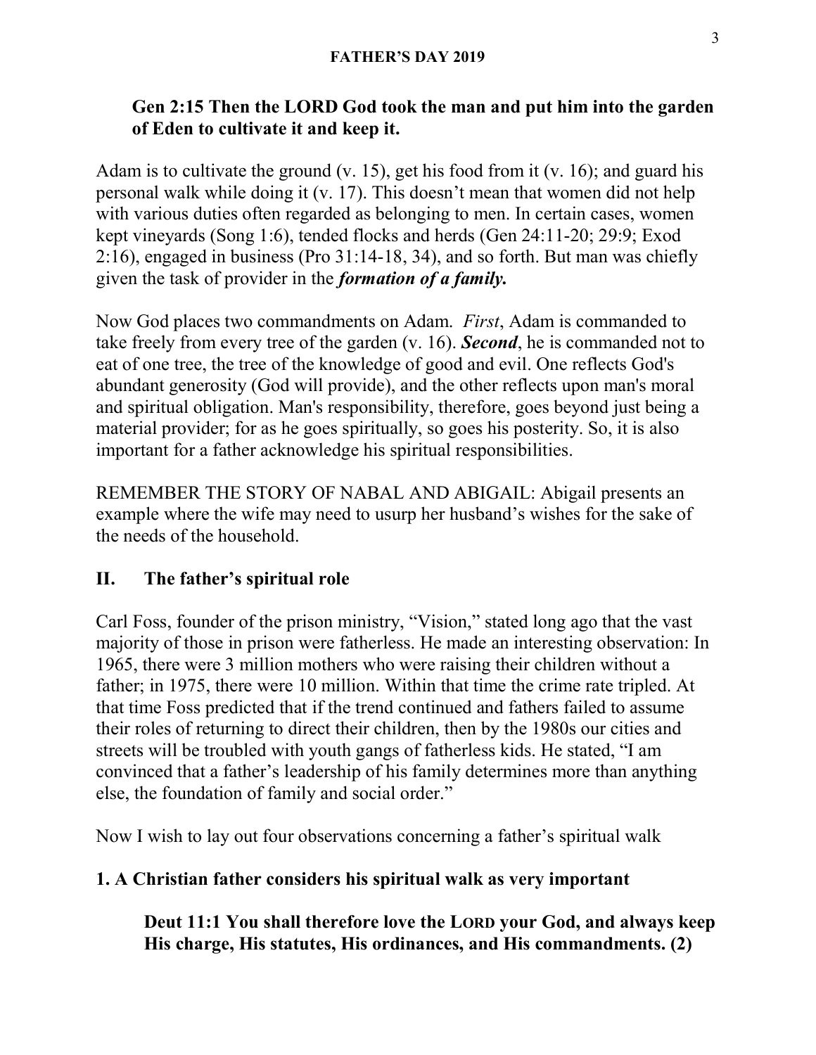**Gen 2:15 Then the LORD God took the man and put him into the garden of Eden to cultivate it and keep it.**

Adam is to cultivate the ground (v. 15), get his food from it (v. 16); and guard his personal walk while doing it (v. 17). This doesn't mean that women did not help with various duties often regarded as belonging to men. In certain cases, women kept vineyards (Song 1:6), tended flocks and herds (Gen 24:11-20; 29:9; Exod 2:16), engaged in business (Pro 31:14-18, 34), and so forth. But man was chiefly given the task of provider in the ***formation of a family.***

Now God places two commandments on Adam. *First*, Adam is commanded to take freely from every tree of the garden (v. 16). ***Second***, he is commanded not to eat of one tree, the tree of the knowledge of good and evil. One reflects God's abundant generosity (God will provide), and the other reflects upon man's moral and spiritual obligation. Man's responsibility, therefore, goes beyond just being a material provider; for as he goes spiritually, so goes his posterity. So, it is also important for a father acknowledge his spiritual responsibilities.

REMEMBER THE STORY OF NABAL AND ABIGAIL: Abigail presents an example where the wife may need to usurp her husband's wishes for the sake of the needs of the household.

## II. The father's spiritual role

Carl Foss, founder of the prison ministry, "Vision," stated long ago that the vast majority of those in prison were fatherless. He made an interesting observation: In 1965, there were 3 million mothers who were raising their children without a father; in 1975, there were 10 million. Within that time the crime rate tripled. At that time Foss predicted that if the trend continued and fathers failed to assume their roles of returning to direct their children, then by the 1980s our cities and streets will be troubled with youth gangs of fatherless kids. He stated, "I am convinced that a father's leadership of his family determines more than anything else, the foundation of family and social order."

Now I wish to lay out four observations concerning a father's spiritual walk

**1. A Christian father considers his spiritual walk as very important**

**Deut 11:1 You shall therefore love the LORD your God, and always keep His charge, His statutes, His ordinances, and His commandments. (2)**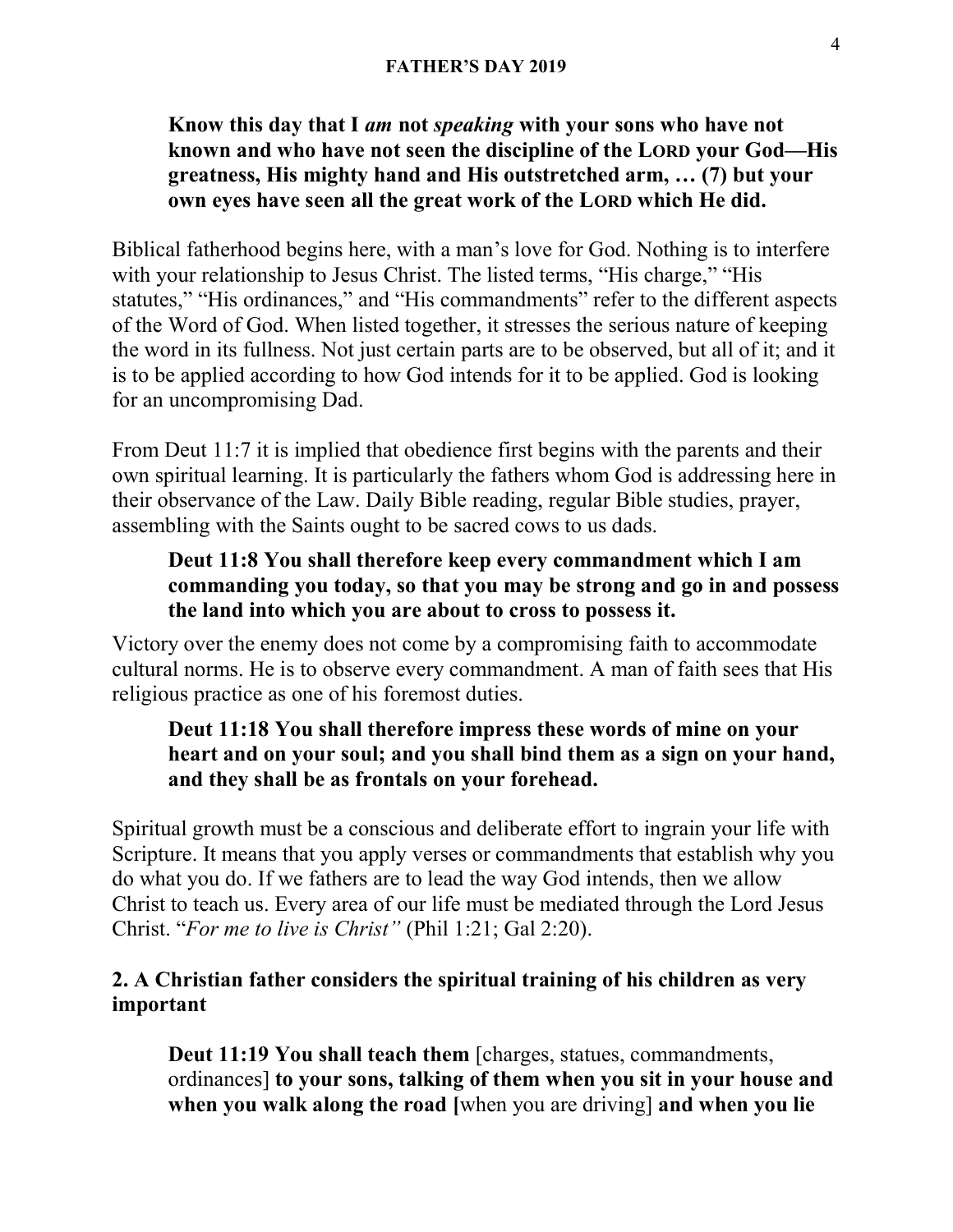**Know this day that I *am* not *speaking* with your sons who have not known and who have not seen the discipline of the LORD your God—His greatness, His mighty hand and His outstretched arm, … (7) but your own eyes have seen all the great work of the LORD which He did.**

Biblical fatherhood begins here, with a man's love for God. Nothing is to interfere with your relationship to Jesus Christ. The listed terms, "His charge," "His statutes," "His ordinances," and "His commandments" refer to the different aspects of the Word of God. When listed together, it stresses the serious nature of keeping the word in its fullness. Not just certain parts are to be observed, but all of it; and it is to be applied according to how God intends for it to be applied. God is looking for an uncompromising Dad.

From Deut 11:7 it is implied that obedience first begins with the parents and their own spiritual learning. It is particularly the fathers whom God is addressing here in their observance of the Law. Daily Bible reading, regular Bible studies, prayer, assembling with the Saints ought to be sacred cows to us dads.

**Deut 11:8 You shall therefore keep every commandment which I am commanding you today, so that you may be strong and go in and possess the land into which you are about to cross to possess it.**

Victory over the enemy does not come by a compromising faith to accommodate cultural norms. He is to observe every commandment. A man of faith sees that His religious practice as one of his foremost duties.

**Deut 11:18 You shall therefore impress these words of mine on your heart and on your soul; and you shall bind them as a sign on your hand, and they shall be as frontals on your forehead.**

Spiritual growth must be a conscious and deliberate effort to ingrain your life with Scripture. It means that you apply verses or commandments that establish why you do what you do. If we fathers are to lead the way God intends, then we allow Christ to teach us. Every area of our life must be mediated through the Lord Jesus Christ. "*For me to live is Christ"* (Phil 1:21; Gal 2:20).

**2. A Christian father considers the spiritual training of his children as very important**

**Deut 11:19 You shall teach them** [charges, statues, commandments, ordinances] **to your sons, talking of them when you sit in your house and when you walk along the road [**when you are driving] **and when you lie**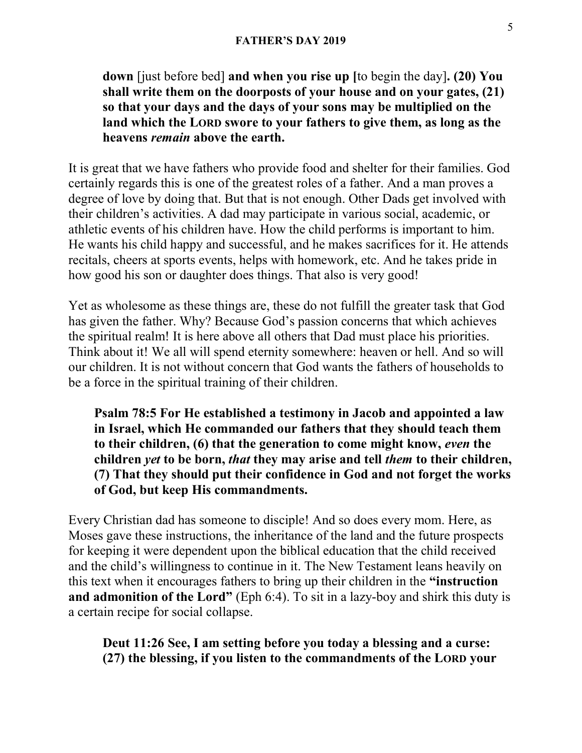**down** [just before bed] **and when you rise up [**to begin the day]**. (20) You shall write them on the doorposts of your house and on your gates, (21) so that your days and the days of your sons may be multiplied on the land which the LORD swore to your fathers to give them, as long as the heavens *remain* above the earth.**

It is great that we have fathers who provide food and shelter for their families. God certainly regards this is one of the greatest roles of a father. And a man proves a degree of love by doing that. But that is not enough. Other Dads get involved with their children's activities. A dad may participate in various social, academic, or athletic events of his children have. How the child performs is important to him. He wants his child happy and successful, and he makes sacrifices for it. He attends recitals, cheers at sports events, helps with homework, etc. And he takes pride in how good his son or daughter does things. That also is very good!

Yet as wholesome as these things are, these do not fulfill the greater task that God has given the father. Why? Because God's passion concerns that which achieves the spiritual realm! It is here above all others that Dad must place his priorities. Think about it! We all will spend eternity somewhere: heaven or hell. And so will our children. It is not without concern that God wants the fathers of households to be a force in the spiritual training of their children.

**Psalm 78:5 For He established a testimony in Jacob and appointed a law in Israel, which He commanded our fathers that they should teach them to their children, (6) that the generation to come might know, *even* the children *yet* to be born, *that* they may arise and tell *them* to their children, (7) That they should put their confidence in God and not forget the works of God, but keep His commandments.**

Every Christian dad has someone to disciple! And so does every mom. Here, as Moses gave these instructions, the inheritance of the land and the future prospects for keeping it were dependent upon the biblical education that the child received and the child's willingness to continue in it. The New Testament leans heavily on this text when it encourages fathers to bring up their children in the **"instruction and admonition of the Lord"** (Eph 6:4). To sit in a lazy-boy and shirk this duty is a certain recipe for social collapse.

**Deut 11:26 See, I am setting before you today a blessing and a curse: (27) the blessing, if you listen to the commandments of the LORD your**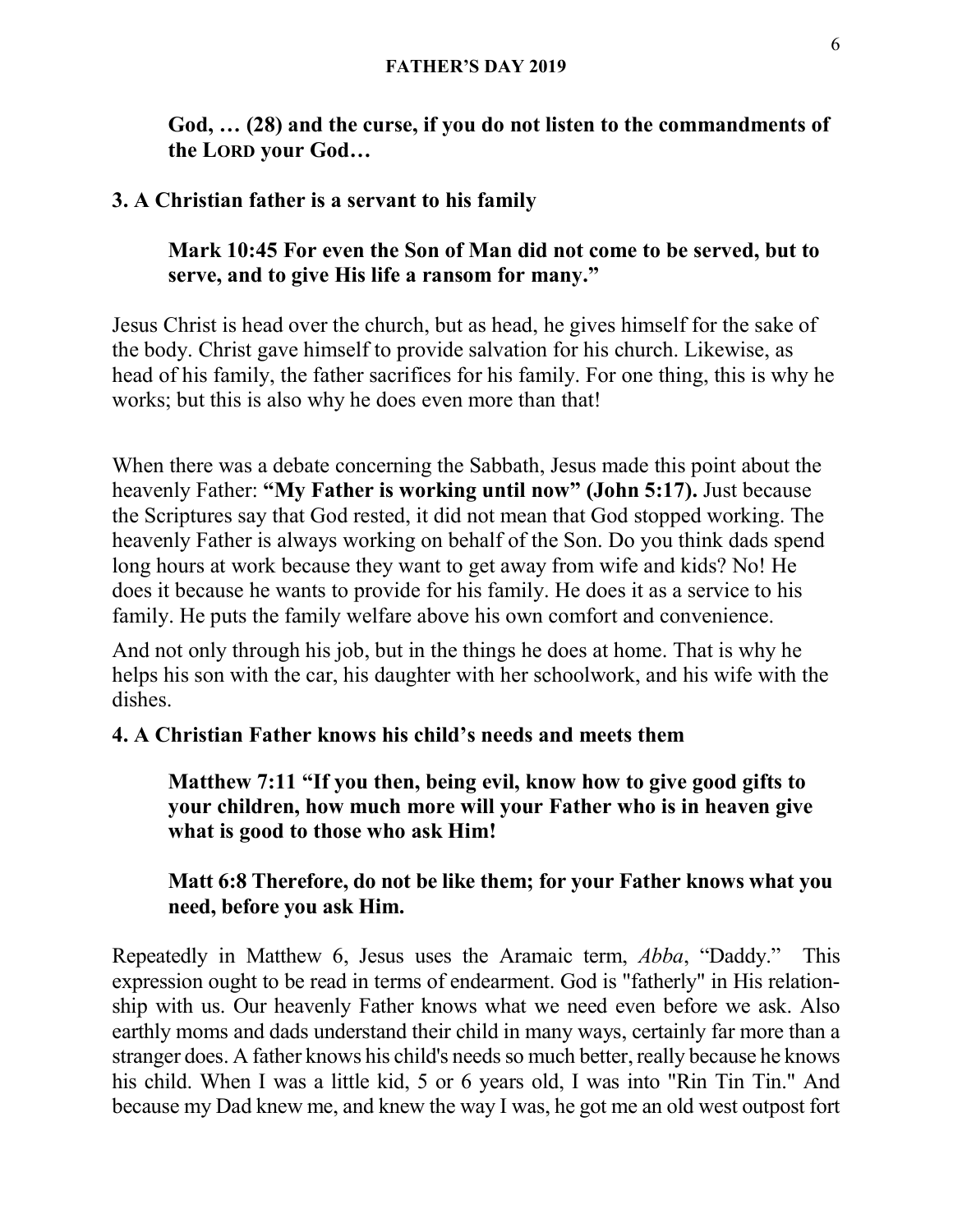**God, … (28) and the curse, if you do not listen to the commandments of the LORD your God…**

### 3. A Christian father is a servant to his family

**Mark 10:45 For even the Son of Man did not come to be served, but to serve, and to give His life a ransom for many."**

Jesus Christ is head over the church, but as head, he gives himself for the sake of the body. Christ gave himself to provide salvation for his church. Likewise, as head of his family, the father sacrifices for his family. For one thing, this is why he works; but this is also why he does even more than that!

When there was a debate concerning the Sabbath, Jesus made this point about the heavenly Father: **"My Father is working until now" (John 5:17).** Just because the Scriptures say that God rested, it did not mean that God stopped working. The heavenly Father is always working on behalf of the Son. Do you think dads spend long hours at work because they want to get away from wife and kids? No! He does it because he wants to provide for his family. He does it as a service to his family. He puts the family welfare above his own comfort and convenience.

And not only through his job, but in the things he does at home. That is why he helps his son with the car, his daughter with her schoolwork, and his wife with the dishes.

### 4. A Christian Father knows his child's needs and meets them

**Matthew 7:11 "If you then, being evil, know how to give good gifts to your children, how much more will your Father who is in heaven give what is good to those who ask Him!**

**Matt 6:8 Therefore, do not be like them; for your Father knows what you need, before you ask Him.**

Repeatedly in Matthew 6, Jesus uses the Aramaic term, *Abba*, "Daddy." This expression ought to be read in terms of endearment. God is "fatherly" in His relationship with us. Our heavenly Father knows what we need even before we ask. Also earthly moms and dads understand their child in many ways, certainly far more than a stranger does. A father knows his child's needs so much better, really because he knows his child. When I was a little kid, 5 or 6 years old, I was into "Rin Tin Tin." And because my Dad knew me, and knew the way I was, he got me an old west outpost fort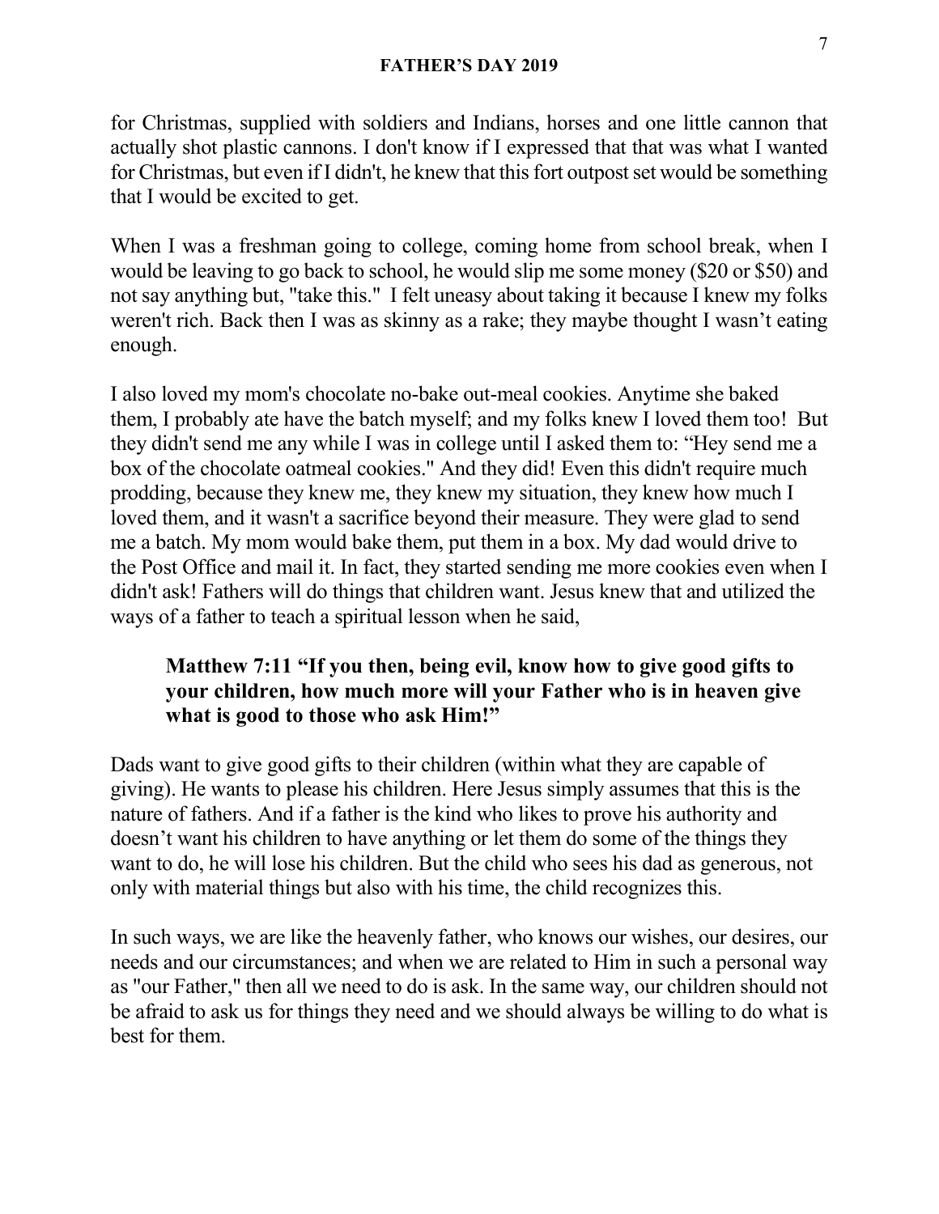for Christmas, supplied with soldiers and Indians, horses and one little cannon that actually shot plastic cannons. I don't know if I expressed that that was what I wanted for Christmas, but even if I didn't, he knew that this fort outpost set would be something that I would be excited to get.

When I was a freshman going to college, coming home from school break, when I would be leaving to go back to school, he would slip me some money ($20 or $50) and not say anything but, "take this." I felt uneasy about taking it because I knew my folks weren't rich. Back then I was as skinny as a rake; they maybe thought I wasn't eating enough.

I also loved my mom's chocolate no-bake out-meal cookies. Anytime she baked them, I probably ate have the batch myself; and my folks knew I loved them too! But they didn't send me any while I was in college until I asked them to: "Hey send me a box of the chocolate oatmeal cookies." And they did! Even this didn't require much prodding, because they knew me, they knew my situation, they knew how much I loved them, and it wasn't a sacrifice beyond their measure. They were glad to send me a batch. My mom would bake them, put them in a box. My dad would drive to the Post Office and mail it. In fact, they started sending me more cookies even when I didn't ask! Fathers will do things that children want. Jesus knew that and utilized the ways of a father to teach a spiritual lesson when he said,

> **Matthew 7:11 "If you then, being evil, know how to give good gifts to your children, how much more will your Father who is in heaven give what is good to those who ask Him!"**

Dads want to give good gifts to their children (within what they are capable of giving). He wants to please his children. Here Jesus simply assumes that this is the nature of fathers. And if a father is the kind who likes to prove his authority and doesn't want his children to have anything or let them do some of the things they want to do, he will lose his children. But the child who sees his dad as generous, not only with material things but also with his time, the child recognizes this.

In such ways, we are like the heavenly father, who knows our wishes, our desires, our needs and our circumstances; and when we are related to Him in such a personal way as "our Father," then all we need to do is ask. In the same way, our children should not be afraid to ask us for things they need and we should always be willing to do what is best for them.